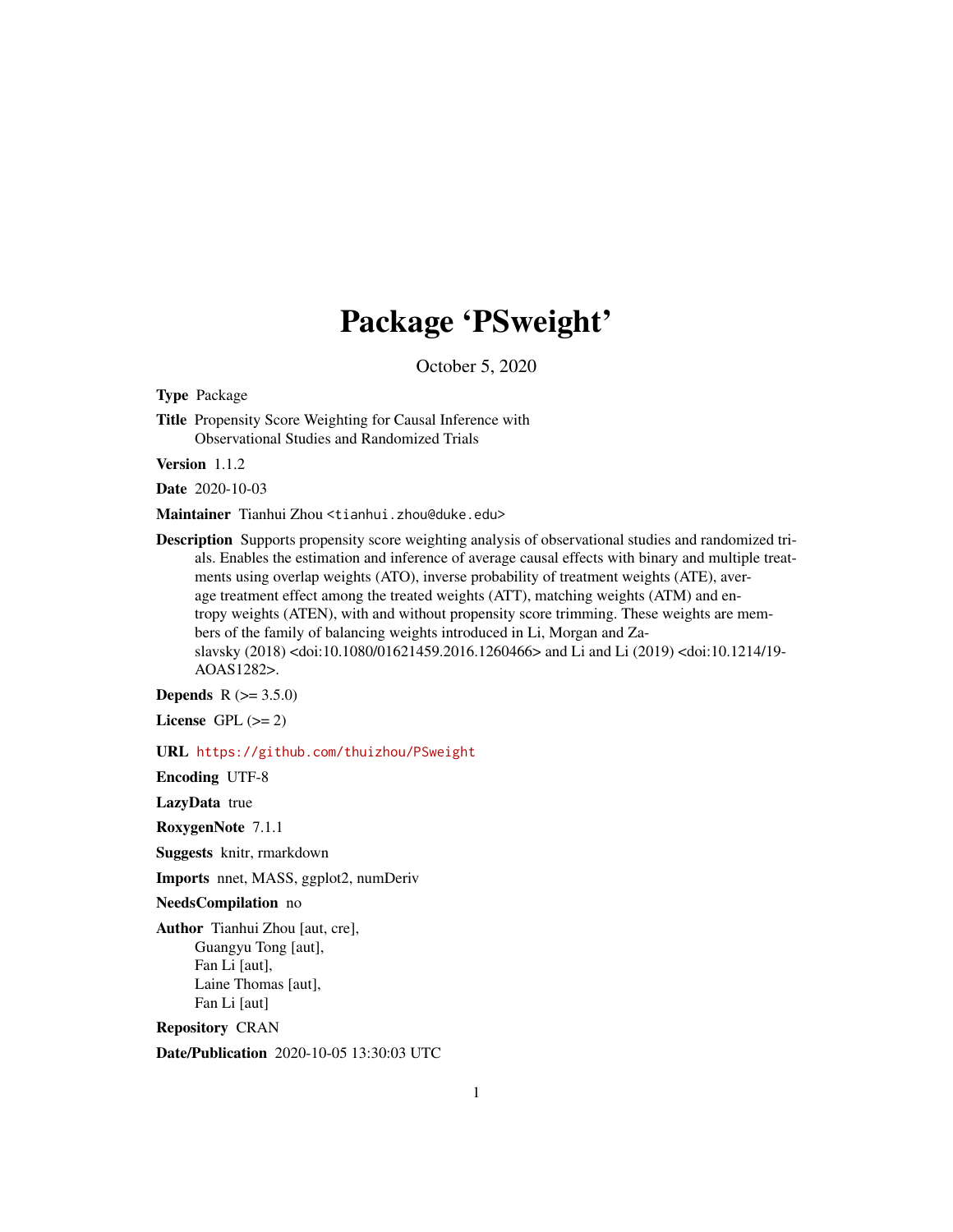# Package 'PSweight'

October 5, 2020

**Type** Package

**Title** Propensity Score Weighting for Causal Inference with Observational Studies and Randomized Trials

**Version** 1.1.2

**Date** 2020-10-03

**Maintainer** Tianhui Zhou <tianhui.zhou@duke.edu>

**Description** Supports propensity score weighting analysis of observational studies and randomized trials. Enables the estimation and inference of average causal effects with binary and multiple treatments using overlap weights (ATO), inverse probability of treatment weights (ATE), average treatment effect among the treated weights (ATT), matching weights (ATM) and entropy weights (ATEN), with and without propensity score trimming. These weights are members of the family of balancing weights introduced in Li, Morgan and Zaslavsky (2018) <doi:10.1080/01621459.2016.1260466> and Li and Li (2019) <doi:10.1214/19-AOAS1282>.

**Depends** R (>= 3.5.0)

**License** GPL (>= 2)

**URL** https://github.com/thuizhou/PSweight

**Encoding** UTF-8

**LazyData** true

**RoxygenNote** 7.1.1

**Suggests** knitr, rmarkdown

**Imports** nnet, MASS, ggplot2, numDeriv

**NeedsCompilation** no

**Author** Tianhui Zhou [aut, cre],
Guangyu Tong [aut],
Fan Li [aut],
Laine Thomas [aut],
Fan Li [aut]

**Repository** CRAN

**Date/Publication** 2020-10-05 13:30:03 UTC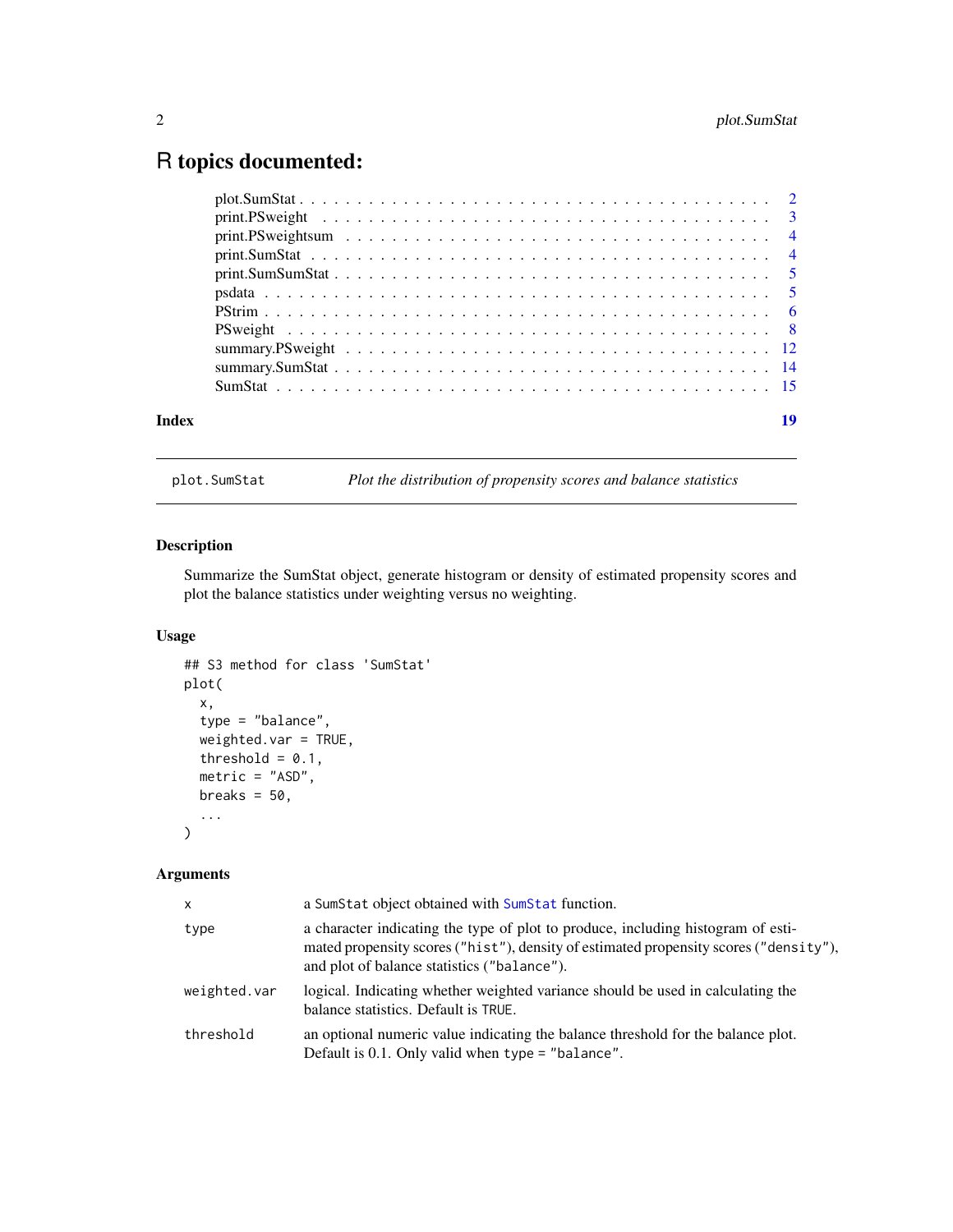# R topics documented:

| | |
|---|---|
| plot.SumStat | 2 |
| print.PSweight | 3 |
| print.PSweightsum | 4 |
| print.SumStat | 4 |
| print.SumSumStat | 5 |
| psdata | 5 |
| PStrim | 6 |
| PSweight | 8 |
| summary.PSweight | 12 |
| summary.SumStat | 14 |
| SumStat | 15 |
| **Index** | **19** |

---

plot.SumStat — *Plot the distribution of propensity scores and balance statistics*

---

## Description

Summarize the SumStat object, generate histogram or density of estimated propensity scores and plot the balance statistics under weighting versus no weighting.

## Usage

```
## S3 method for class 'SumStat'
plot(
  x,
  type = "balance",
  weighted.var = TRUE,
  threshold = 0.1,
  metric = "ASD",
  breaks = 50,
  ...
)
```

## Arguments

| | |
|---|---|
| x | a SumStat object obtained with SumStat function. |
| type | a character indicating the type of plot to produce, including histogram of estimated propensity scores ("hist"), density of estimated propensity scores ("density"), and plot of balance statistics ("balance"). |
| weighted.var | logical. Indicating whether weighted variance should be used in calculating the balance statistics. Default is TRUE. |
| threshold | an optional numeric value indicating the balance threshold for the balance plot. Default is 0.1. Only valid when type = "balance". |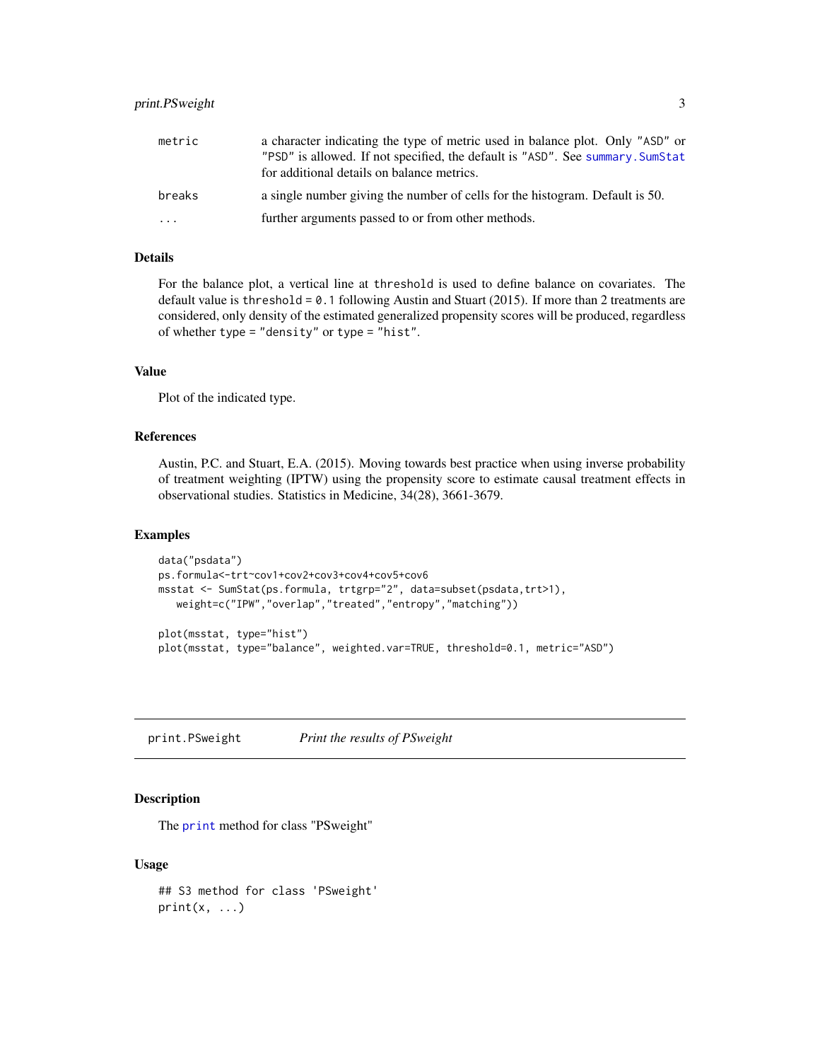| | |
|---|---|
| metric | a character indicating the type of metric used in balance plot. Only "ASD" or "PSD" is allowed. If not specified, the default is "ASD". See summary.SumStat for additional details on balance metrics. |
| breaks | a single number giving the number of cells for the histogram. Default is 50. |
| ... | further arguments passed to or from other methods. |

### Details

For the balance plot, a vertical line at `threshold` is used to define balance on covariates. The default value is `threshold = 0.1` following Austin and Stuart (2015). If more than 2 treatments are considered, only density of the estimated generalized propensity scores will be produced, regardless of whether `type = "density"` or `type = "hist"`.

### Value

Plot of the indicated type.

### References

Austin, P.C. and Stuart, E.A. (2015). Moving towards best practice when using inverse probability of treatment weighting (IPTW) using the propensity score to estimate causal treatment effects in observational studies. Statistics in Medicine, 34(28), 3661-3679.

### Examples

```
data("psdata")
ps.formula<-trt~cov1+cov2+cov3+cov4+cov5+cov6
msstat <- SumStat(ps.formula, trtgrp="2", data=subset(psdata,trt>1),
   weight=c("IPW","overlap","treated","entropy","matching"))

plot(msstat, type="hist")
plot(msstat, type="balance", weighted.var=TRUE, threshold=0.1, metric="ASD")
```

---

## print.PSweight &nbsp;&nbsp;&nbsp; *Print the results of PSweight*

### Description

The print method for class "PSweight"

### Usage

```
## S3 method for class 'PSweight'
print(x, ...)
```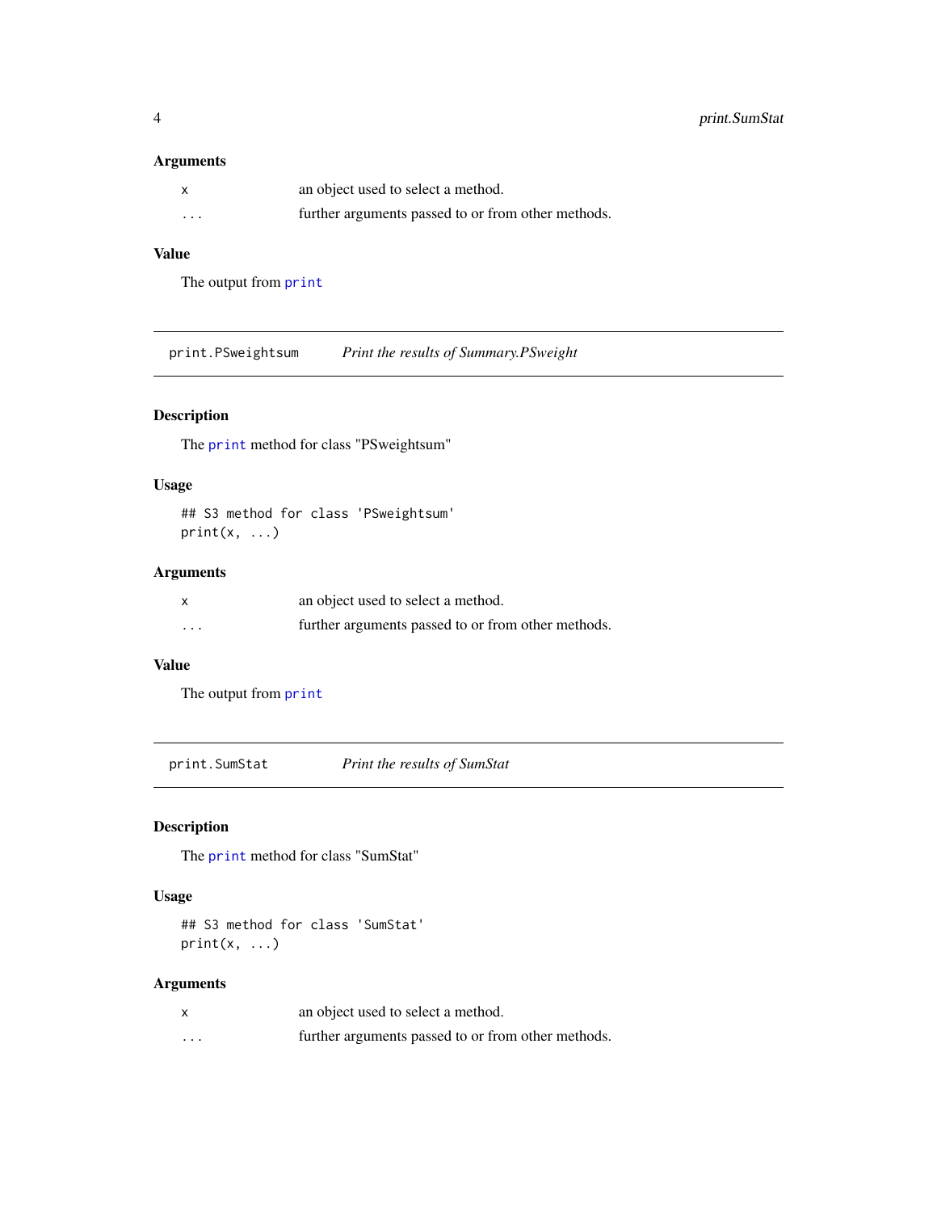### Arguments

| | |
|---|---|
| `x` | an object used to select a method. |
| `...` | further arguments passed to or from other methods. |

### Value

The output from `print`

---

## print.PSweightsum — *Print the results of Summary.PSweight*

### Description

The `print` method for class "PSweightsum"

### Usage

```
## S3 method for class 'PSweightsum'
print(x, ...)
```

### Arguments

| | |
|---|---|
| `x` | an object used to select a method. |
| `...` | further arguments passed to or from other methods. |

### Value

The output from `print`

---

## print.SumStat — *Print the results of SumStat*

### Description

The `print` method for class "SumStat"

### Usage

```
## S3 method for class 'SumStat'
print(x, ...)
```

### Arguments

| | |
|---|---|
| `x` | an object used to select a method. |
| `...` | further arguments passed to or from other methods. |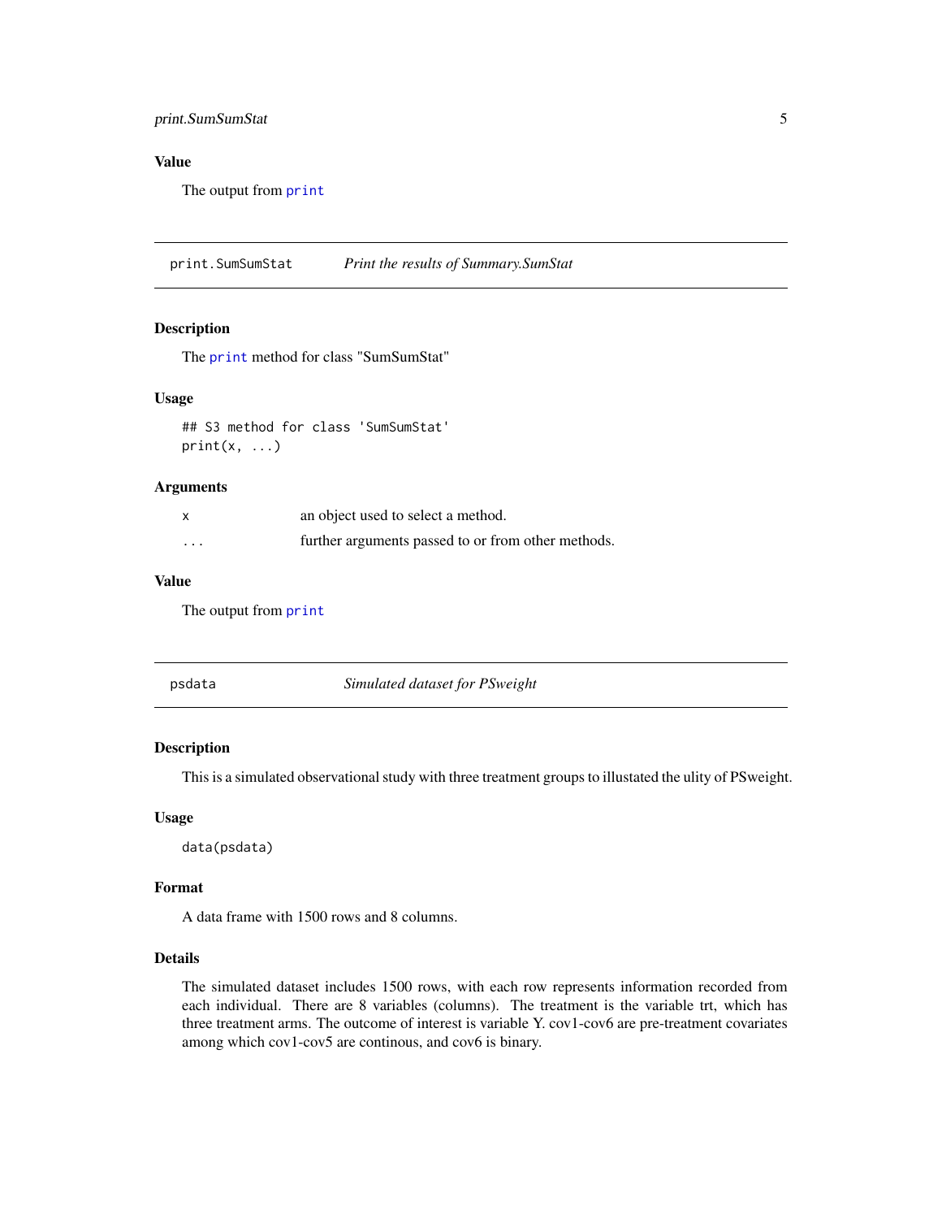## Value

The output from `print`

---

## print.SumSumStat — *Print the results of Summary.SumStat*

### Description

The `print` method for class "SumSumStat"

### Usage

```
## S3 method for class 'SumSumStat'
print(x, ...)
```

### Arguments

| | |
|---|---|
| x | an object used to select a method. |
| ... | further arguments passed to or from other methods. |

### Value

The output from `print`

---

## psdata — *Simulated dataset for PSweight*

### Description

This is a simulated observational study with three treatment groups to illustated the ulity of PSweight.

### Usage

```
data(psdata)
```

### Format

A data frame with 1500 rows and 8 columns.

### Details

The simulated dataset includes 1500 rows, with each row represents information recorded from each individual. There are 8 variables (columns). The treatment is the variable trt, which has three treatment arms. The outcome of interest is variable Y. cov1-cov6 are pre-treatment covariates among which cov1-cov5 are continous, and cov6 is binary.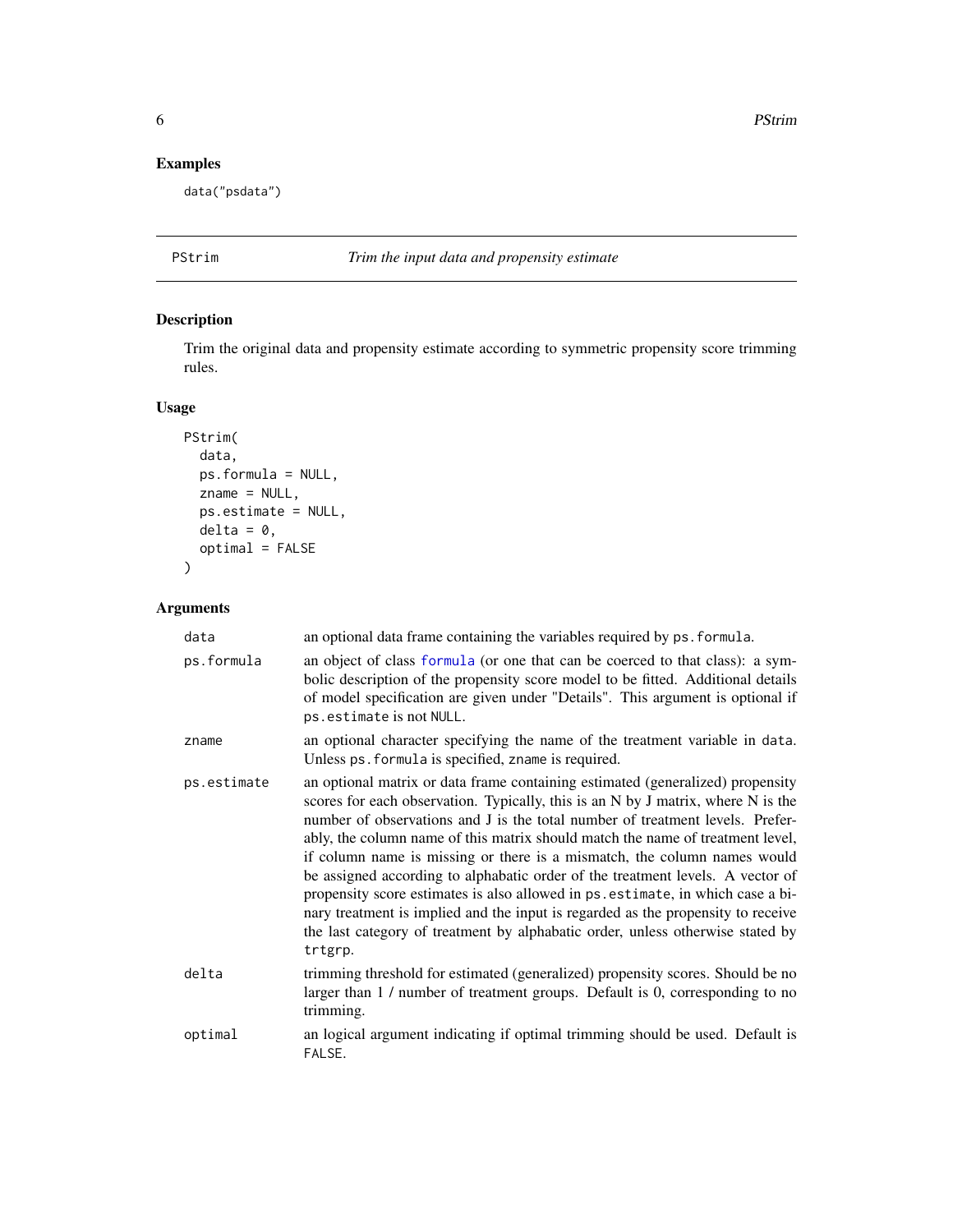## Examples

```
data("psdata")
```

---

## PStrim — *Trim the input data and propensity estimate*

---

### Description

Trim the original data and propensity estimate according to symmetric propensity score trimming rules.

### Usage

```
PStrim(
  data,
  ps.formula = NULL,
  zname = NULL,
  ps.estimate = NULL,
  delta = 0,
  optimal = FALSE
)
```

### Arguments

| Argument | Description |
| --- | --- |
| `data` | an optional data frame containing the variables required by `ps.formula`. |
| `ps.formula` | an object of class `formula` (or one that can be coerced to that class): a symbolic description of the propensity score model to be fitted. Additional details of model specification are given under "Details". This argument is optional if `ps.estimate` is not `NULL`. |
| `zname` | an optional character specifying the name of the treatment variable in `data`. Unless `ps.formula` is specified, `zname` is required. |
| `ps.estimate` | an optional matrix or data frame containing estimated (generalized) propensity scores for each observation. Typically, this is an N by J matrix, where N is the number of observations and J is the total number of treatment levels. Preferably, the column name of this matrix should match the name of treatment level, if column name is missing or there is a mismatch, the column names would be assigned according to alphabatic order of the treatment levels. A vector of propensity score estimates is also allowed in `ps.estimate`, in which case a binary treatment is implied and the input is regarded as the propensity to receive the last category of treatment by alphabatic order, unless otherwise stated by `trtgrp`. |
| `delta` | trimming threshold for estimated (generalized) propensity scores. Should be no larger than 1 / number of treatment groups. Default is 0, corresponding to no trimming. |
| `optimal` | an logical argument indicating if optimal trimming should be used. Default is `FALSE`. |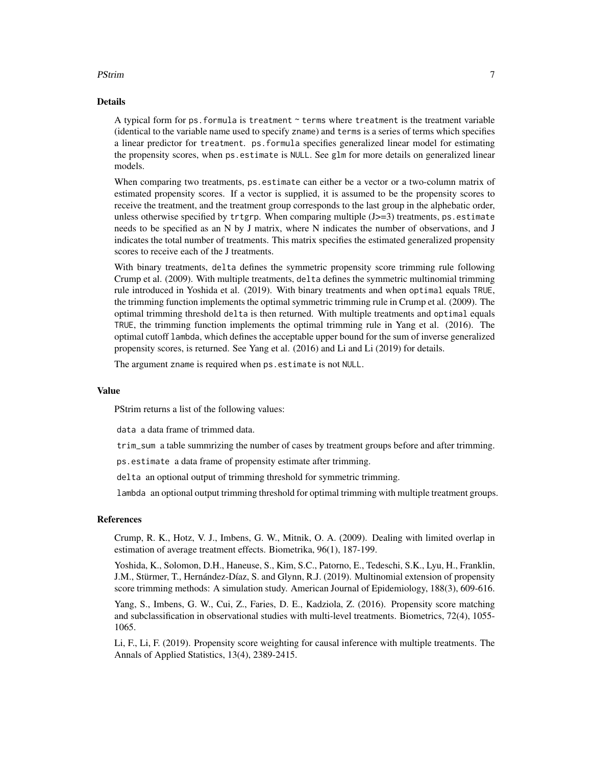## Details

A typical form for `ps.formula` is `treatment ~ terms` where `treatment` is the treatment variable (identical to the variable name used to specify `zname`) and `terms` is a series of terms which specifies a linear predictor for `treatment`. `ps.formula` specifies generalized linear model for estimating the propensity scores, when `ps.estimate` is `NULL`. See `glm` for more details on generalized linear models.

When comparing two treatments, `ps.estimate` can either be a vector or a two-column matrix of estimated propensity scores. If a vector is supplied, it is assumed to be the propensity scores to receive the treatment, and the treatment group corresponds to the last group in the alphebatic order, unless otherwise specified by `trtgrp`. When comparing multiple (J>=3) treatments, `ps.estimate` needs to be specified as an N by J matrix, where N indicates the number of observations, and J indicates the total number of treatments. This matrix specifies the estimated generalized propensity scores to receive each of the J treatments.

With binary treatments, `delta` defines the symmetric propensity score trimming rule following Crump et al. (2009). With multiple treatments, `delta` defines the symmetric multinomial trimming rule introduced in Yoshida et al. (2019). With binary treatments and when `optimal` equals `TRUE`, the trimming function implements the optimal symmetric trimming rule in Crump et al. (2009). The optimal trimming threshold `delta` is then returned. With multiple treatments and `optimal` equals `TRUE`, the trimming function implements the optimal trimming rule in Yang et al. (2016). The optimal cutoff `lambda`, which defines the acceptable upper bound for the sum of inverse generalized propensity scores, is returned. See Yang et al. (2016) and Li and Li (2019) for details.

The argument `zname` is required when `ps.estimate` is not `NULL`.

## Value

PStrim returns a list of the following values:

`data` a data frame of trimmed data.

`trim_sum` a table summrizing the number of cases by treatment groups before and after trimming.

`ps.estimate` a data frame of propensity estimate after trimming.

`delta` an optional output of trimming threshold for symmetric trimming.

`lambda` an optional output trimming threshold for optimal trimming with multiple treatment groups.

## References

Crump, R. K., Hotz, V. J., Imbens, G. W., Mitnik, O. A. (2009). Dealing with limited overlap in estimation of average treatment effects. Biometrika, 96(1), 187-199.

Yoshida, K., Solomon, D.H., Haneuse, S., Kim, S.C., Patorno, E., Tedeschi, S.K., Lyu, H., Franklin, J.M., Stürmer, T., Hernández-Díaz, S. and Glynn, R.J. (2019). Multinomial extension of propensity score trimming methods: A simulation study. American Journal of Epidemiology, 188(3), 609-616.

Yang, S., Imbens, G. W., Cui, Z., Faries, D. E., Kadziola, Z. (2016). Propensity score matching and subclassification in observational studies with multi-level treatments. Biometrics, 72(4), 1055-1065.

Li, F., Li, F. (2019). Propensity score weighting for causal inference with multiple treatments. The Annals of Applied Statistics, 13(4), 2389-2415.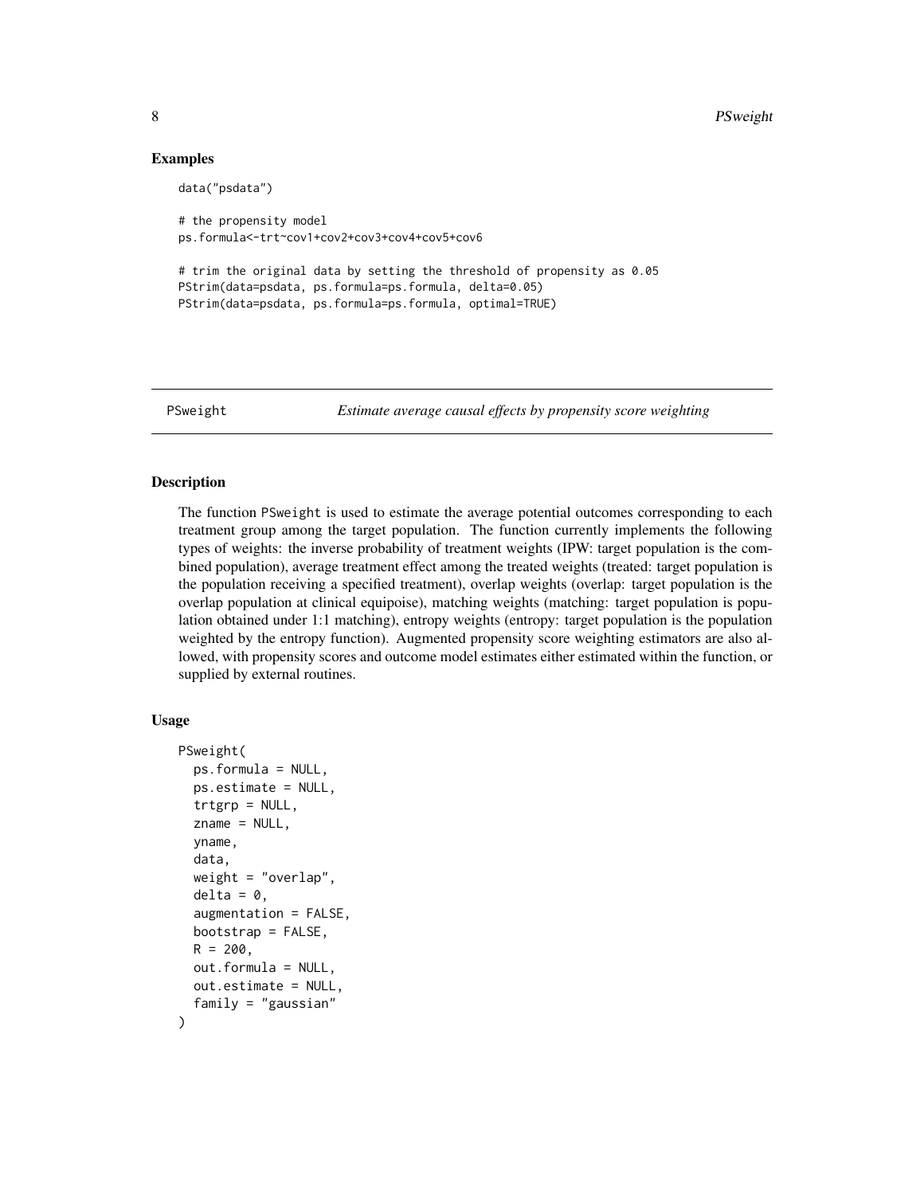### Examples

```
data("psdata")

# the propensity model
ps.formula<-trt~cov1+cov2+cov3+cov4+cov5+cov6

# trim the original data by setting the threshold of propensity as 0.05
PStrim(data=psdata, ps.formula=ps.formula, delta=0.05)
PStrim(data=psdata, ps.formula=ps.formula, optimal=TRUE)
```

## PSweight — *Estimate average causal effects by propensity score weighting*

### Description

The function PSweight is used to estimate the average potential outcomes corresponding to each treatment group among the target population. The function currently implements the following types of weights: the inverse probability of treatment weights (IPW: target population is the combined population), average treatment effect among the treated weights (treated: target population is the population receiving a specified treatment), overlap weights (overlap: target population is the overlap population at clinical equipoise), matching weights (matching: target population is population obtained under 1:1 matching), entropy weights (entropy: target population is the population weighted by the entropy function). Augmented propensity score weighting estimators are also allowed, with propensity scores and outcome model estimates either estimated within the function, or supplied by external routines.

### Usage

```
PSweight(
  ps.formula = NULL,
  ps.estimate = NULL,
  trtgrp = NULL,
  zname = NULL,
  yname,
  data,
  weight = "overlap",
  delta = 0,
  augmentation = FALSE,
  bootstrap = FALSE,
  R = 200,
  out.formula = NULL,
  out.estimate = NULL,
  family = "gaussian"
)
```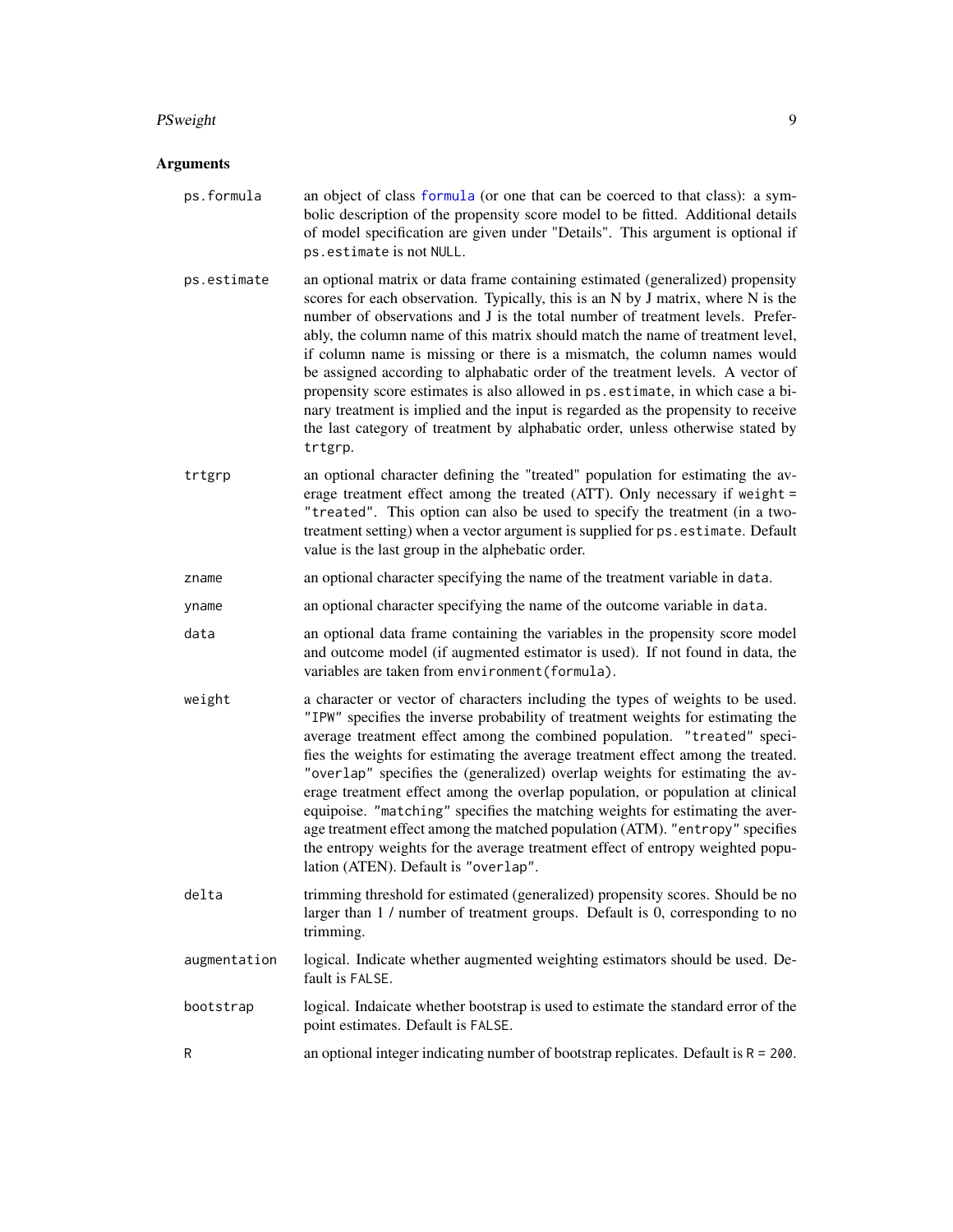## Arguments

**ps.formula**
an object of class formula (or one that can be coerced to that class): a symbolic description of the propensity score model to be fitted. Additional details of model specification are given under "Details". This argument is optional if `ps.estimate` is not `NULL`.

**ps.estimate**
an optional matrix or data frame containing estimated (generalized) propensity scores for each observation. Typically, this is an N by J matrix, where N is the number of observations and J is the total number of treatment levels. Preferably, the column name of this matrix should match the name of treatment level, if column name is missing or there is a mismatch, the column names would be assigned according to alphabatic order of the treatment levels. A vector of propensity score estimates is also allowed in `ps.estimate`, in which case a binary treatment is implied and the input is regarded as the propensity to receive the last category of treatment by alphabatic order, unless otherwise stated by `trtgrp`.

**trtgrp**
an optional character defining the "treated" population for estimating the average treatment effect among the treated (ATT). Only necessary if `weight = "treated"`. This option can also be used to specify the treatment (in a two-treatment setting) when a vector argument is supplied for `ps.estimate`. Default value is the last group in the alphebatic order.

**zname**
an optional character specifying the name of the treatment variable in `data`.

**yname**
an optional character specifying the name of the outcome variable in `data`.

**data**
an optional data frame containing the variables in the propensity score model and outcome model (if augmented estimator is used). If not found in data, the variables are taken from `environment(formula)`.

**weight**
a character or vector of characters including the types of weights to be used. `"IPW"` specifies the inverse probability of treatment weights for estimating the average treatment effect among the combined population. `"treated"` specifies the weights for estimating the average treatment effect among the treated. `"overlap"` specifies the (generalized) overlap weights for estimating the average treatment effect among the overlap population, or population at clinical equipoise. `"matching"` specifies the matching weights for estimating the average treatment effect among the matched population (ATM). `"entropy"` specifies the entropy weights for the average treatment effect of entropy weighted population (ATEN). Default is `"overlap"`.

**delta**
trimming threshold for estimated (generalized) propensity scores. Should be no larger than 1 / number of treatment groups. Default is 0, corresponding to no trimming.

**augmentation**
logical. Indicate whether augmented weighting estimators should be used. Default is `FALSE`.

**bootstrap**
logical. Indaicate whether bootstrap is used to estimate the standard error of the point estimates. Default is `FALSE`.

**R**
an optional integer indicating number of bootstrap replicates. Default is `R = 200`.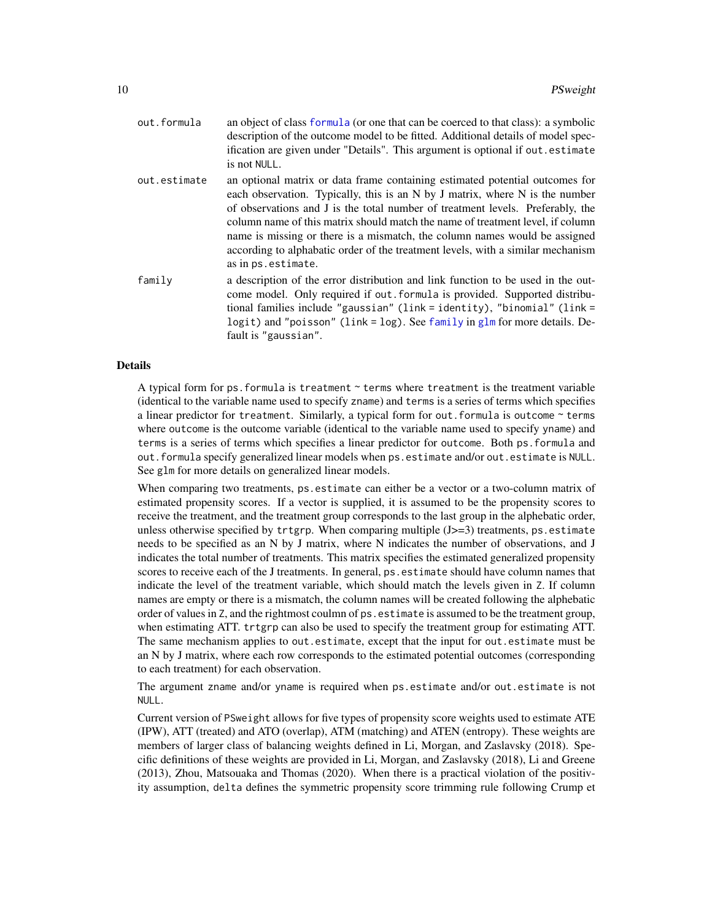**out.formula** an object of class formula (or one that can be coerced to that class): a symbolic description of the outcome model to be fitted. Additional details of model specification are given under "Details". This argument is optional if `out.estimate` is not `NULL`.

**out.estimate** an optional matrix or data frame containing estimated potential outcomes for each observation. Typically, this is an N by J matrix, where N is the number of observations and J is the total number of treatment levels. Preferably, the column name of this matrix should match the name of treatment level, if column name is missing or there is a mismatch, the column names would be assigned according to alphabatic order of the treatment levels, with a similar mechanism as in `ps.estimate`.

**family** a description of the error distribution and link function to be used in the outcome model. Only required if `out.formula` is provided. Supported distributional families include `"gaussian"` (`link = identity`), `"binomial"` (`link = logit`) and `"poisson"` (`link = log`). See family in glm for more details. Default is `"gaussian"`.

## Details

A typical form for `ps.formula` is `treatment ~ terms` where `treatment` is the treatment variable (identical to the variable name used to specify `zname`) and `terms` is a series of terms which specifies a linear predictor for `treatment`. Similarly, a typical form for `out.formula` is `outcome ~ terms` where `outcome` is the outcome variable (identical to the variable name used to specify `yname`) and `terms` is a series of terms which specifies a linear predictor for `outcome`. Both `ps.formula` and `out.formula` specify generalized linear models when `ps.estimate` and/or `out.estimate` is `NULL`. See `glm` for more details on generalized linear models.

When comparing two treatments, `ps.estimate` can either be a vector or a two-column matrix of estimated propensity scores. If a vector is supplied, it is assumed to be the propensity scores to receive the treatment, and the treatment group corresponds to the last group in the alphebatic order, unless otherwise specified by `trtgrp`. When comparing multiple (J>=3) treatments, `ps.estimate` needs to be specified as an N by J matrix, where N indicates the number of observations, and J indicates the total number of treatments. This matrix specifies the estimated generalized propensity scores to receive each of the J treatments. In general, `ps.estimate` should have column names that indicate the level of the treatment variable, which should match the levels given in `Z`. If column names are empty or there is a mismatch, the column names will be created following the alphebatic order of values in `Z`, and the rightmost coulmn of `ps.estimate` is assumed to be the treatment group, when estimating ATT. `trtgrp` can also be used to specify the treatment group for estimating ATT. The same mechanism applies to `out.estimate`, except that the input for `out.estimate` must be an N by J matrix, where each row corresponds to the estimated potential outcomes (corresponding to each treatment) for each observation.

The argument `zname` and/or `yname` is required when `ps.estimate` and/or `out.estimate` is not `NULL`.

Current version of `PSweight` allows for five types of propensity score weights used to estimate ATE (IPW), ATT (treated) and ATO (overlap), ATM (matching) and ATEN (entropy). These weights are members of larger class of balancing weights defined in Li, Morgan, and Zaslavsky (2018). Specific definitions of these weights are provided in Li, Morgan, and Zaslavsky (2018), Li and Greene (2013), Zhou, Matsouaka and Thomas (2020). When there is a practical violation of the positivity assumption, `delta` defines the symmetric propensity score trimming rule following Crump et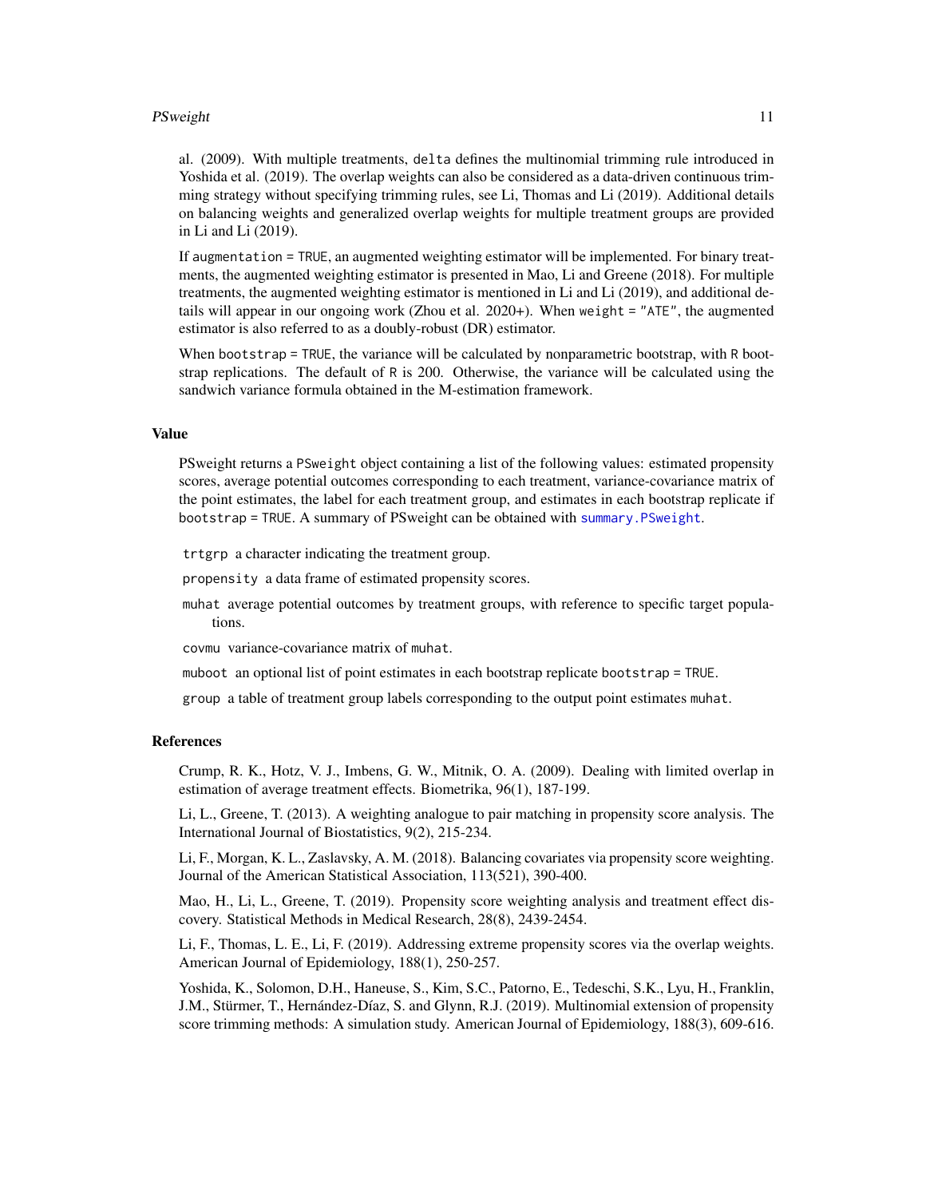al. (2009). With multiple treatments, `delta` defines the multinomial trimming rule introduced in Yoshida et al. (2019). The overlap weights can also be considered as a data-driven continuous trimming strategy without specifying trimming rules, see Li, Thomas and Li (2019). Additional details on balancing weights and generalized overlap weights for multiple treatment groups are provided in Li and Li (2019).

If `augmentation = TRUE`, an augmented weighting estimator will be implemented. For binary treatments, the augmented weighting estimator is presented in Mao, Li and Greene (2018). For multiple treatments, the augmented weighting estimator is mentioned in Li and Li (2019), and additional details will appear in our ongoing work (Zhou et al. 2020+). When `weight = "ATE"`, the augmented estimator is also referred to as a doubly-robust (DR) estimator.

When `bootstrap = TRUE`, the variance will be calculated by nonparametric bootstrap, with `R` bootstrap replications. The default of `R` is 200. Otherwise, the variance will be calculated using the sandwich variance formula obtained in the M-estimation framework.

## Value

PSweight returns a `PSweight` object containing a list of the following values: estimated propensity scores, average potential outcomes corresponding to each treatment, variance-covariance matrix of the point estimates, the label for each treatment group, and estimates in each bootstrap replicate if `bootstrap = TRUE`. A summary of PSweight can be obtained with `summary.PSweight`.

- `trtgrp` a character indicating the treatment group.
- `propensity` a data frame of estimated propensity scores.
- `muhat` average potential outcomes by treatment groups, with reference to specific target populations.
- `covmu` variance-covariance matrix of `muhat`.
- `muboot` an optional list of point estimates in each bootstrap replicate `bootstrap = TRUE`.
- `group` a table of treatment group labels corresponding to the output point estimates `muhat`.

## References

Crump, R. K., Hotz, V. J., Imbens, G. W., Mitnik, O. A. (2009). Dealing with limited overlap in estimation of average treatment effects. Biometrika, 96(1), 187-199.

Li, L., Greene, T. (2013). A weighting analogue to pair matching in propensity score analysis. The International Journal of Biostatistics, 9(2), 215-234.

Li, F., Morgan, K. L., Zaslavsky, A. M. (2018). Balancing covariates via propensity score weighting. Journal of the American Statistical Association, 113(521), 390-400.

Mao, H., Li, L., Greene, T. (2019). Propensity score weighting analysis and treatment effect discovery. Statistical Methods in Medical Research, 28(8), 2439-2454.

Li, F., Thomas, L. E., Li, F. (2019). Addressing extreme propensity scores via the overlap weights. American Journal of Epidemiology, 188(1), 250-257.

Yoshida, K., Solomon, D.H., Haneuse, S., Kim, S.C., Patorno, E., Tedeschi, S.K., Lyu, H., Franklin, J.M., Stürmer, T., Hernández-Díaz, S. and Glynn, R.J. (2019). Multinomial extension of propensity score trimming methods: A simulation study. American Journal of Epidemiology, 188(3), 609-616.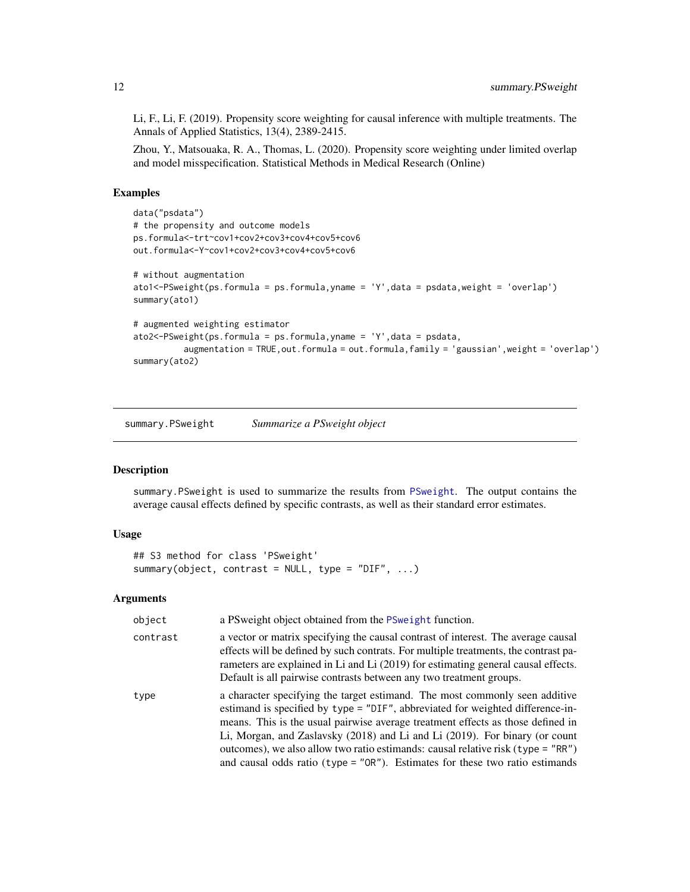Li, F., Li, F. (2019). Propensity score weighting for causal inference with multiple treatments. The Annals of Applied Statistics, 13(4), 2389-2415.

Zhou, Y., Matsouaka, R. A., Thomas, L. (2020). Propensity score weighting under limited overlap and model misspecification. Statistical Methods in Medical Research (Online)

### Examples

```
data("psdata")
# the propensity and outcome models
ps.formula<-trt~cov1+cov2+cov3+cov4+cov5+cov6
out.formula<-Y~cov1+cov2+cov3+cov4+cov5+cov6

# without augmentation
ato1<-PSweight(ps.formula = ps.formula,yname = 'Y',data = psdata,weight = 'overlap')
summary(ato1)

# augmented weighting estimator
ato2<-PSweight(ps.formula = ps.formula,yname = 'Y',data = psdata,
         augmentation = TRUE,out.formula = out.formula,family = 'gaussian',weight = 'overlap')
summary(ato2)
```

---

## summary.PSweight *Summarize a PSweight object*

### Description

summary.PSweight is used to summarize the results from PSweight. The output contains the average causal effects defined by specific contrasts, as well as their standard error estimates.

### Usage

```
## S3 method for class 'PSweight'
summary(object, contrast = NULL, type = "DIF", ...)
```

### Arguments

| | |
|---|---|
| object | a PSweight object obtained from the PSweight function. |
| contrast | a vector or matrix specifying the causal contrast of interest. The average causal effects will be defined by such contrats. For multiple treatments, the contrast parameters are explained in Li and Li (2019) for estimating general causal effects. Default is all pairwise contrasts between any two treatment groups. |
| type | a character specifying the target estimand. The most commonly seen additive estimand is specified by type = "DIF", abbreviated for weighted difference-in-means. This is the usual pairwise average treatment effects as those defined in Li, Morgan, and Zaslavsky (2018) and Li and Li (2019). For binary (or count outcomes), we also allow two ratio estimands: causal relative risk (type = "RR") and causal odds ratio (type = "OR"). Estimates for these two ratio estimands |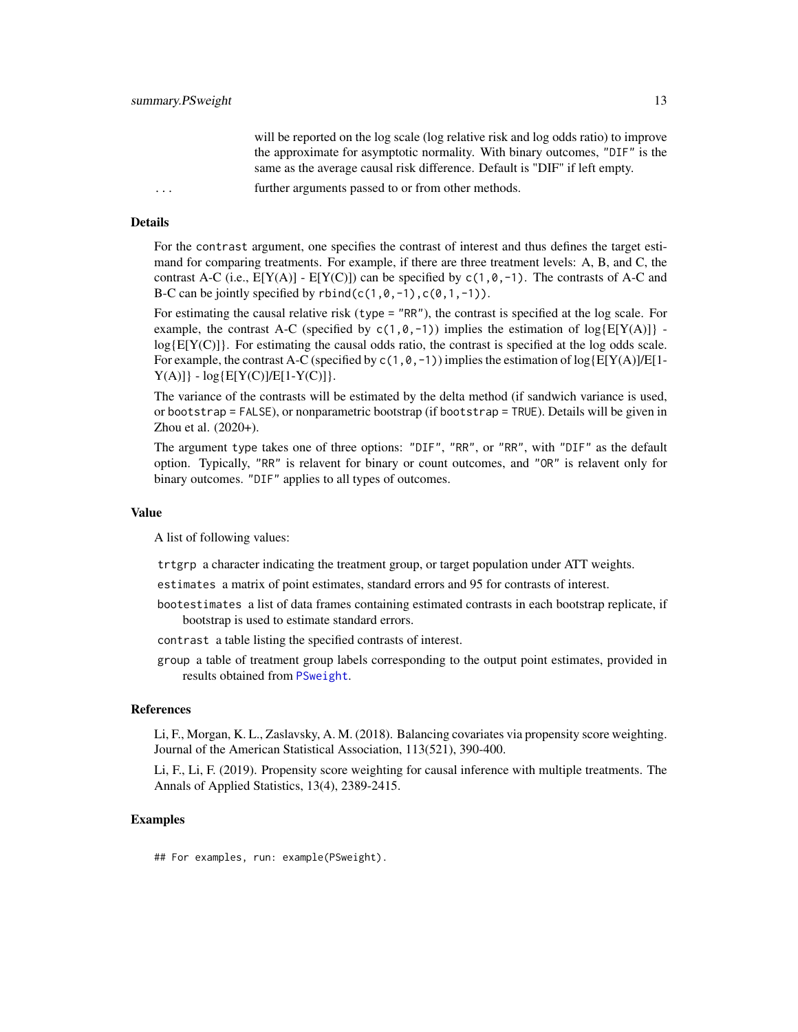will be reported on the log scale (log relative risk and log odds ratio) to improve the approximate for asymptotic normality. With binary outcomes, "DIF" is the same as the average causal risk difference. Default is "DIF" if left empty.

... further arguments passed to or from other methods.

### Details

For the `contrast` argument, one specifies the contrast of interest and thus defines the target estimand for comparing treatments. For example, if there are three treatment levels: A, B, and C, the contrast A-C (i.e., E[Y(A)] - E[Y(C)]) can be specified by `c(1,0,-1)`. The contrasts of A-C and B-C can be jointly specified by `rbind(c(1,0,-1),c(0,1,-1))`.

For estimating the causal relative risk (`type = "RR"`), the contrast is specified at the log scale. For example, the contrast A-C (specified by `c(1,0,-1)`) implies the estimation of log{E[Y(A)]} - log{E[Y(C)]}. For estimating the causal odds ratio, the contrast is specified at the log odds scale. For example, the contrast A-C (specified by `c(1,0,-1)`) implies the estimation of log{E[Y(A)]/E[1-Y(A)]} - log{E[Y(C)]/E[1-Y(C)]}.

The variance of the contrasts will be estimated by the delta method (if sandwich variance is used, or `bootstrap = FALSE`), or nonparametric bootstrap (if `bootstrap = TRUE`). Details will be given in Zhou et al. (2020+).

The argument `type` takes one of three options: "DIF", "RR", or "RR", with "DIF" as the default option. Typically, "RR" is relavent for binary or count outcomes, and "OR" is relavent only for binary outcomes. "DIF" applies to all types of outcomes.

### Value

A list of following values:

- `trtgrp` a character indicating the treatment group, or target population under ATT weights.
- `estimates` a matrix of point estimates, standard errors and 95 for contrasts of interest.
- `bootestimates` a list of data frames containing estimated contrasts in each bootstrap replicate, if bootstrap is used to estimate standard errors.
- `contrast` a table listing the specified contrasts of interest.
- `group` a table of treatment group labels corresponding to the output point estimates, provided in results obtained from `PSweight`.

### References

Li, F., Morgan, K. L., Zaslavsky, A. M. (2018). Balancing covariates via propensity score weighting. Journal of the American Statistical Association, 113(521), 390-400.

Li, F., Li, F. (2019). Propensity score weighting for causal inference with multiple treatments. The Annals of Applied Statistics, 13(4), 2389-2415.

### Examples

```
## For examples, run: example(PSweight).
```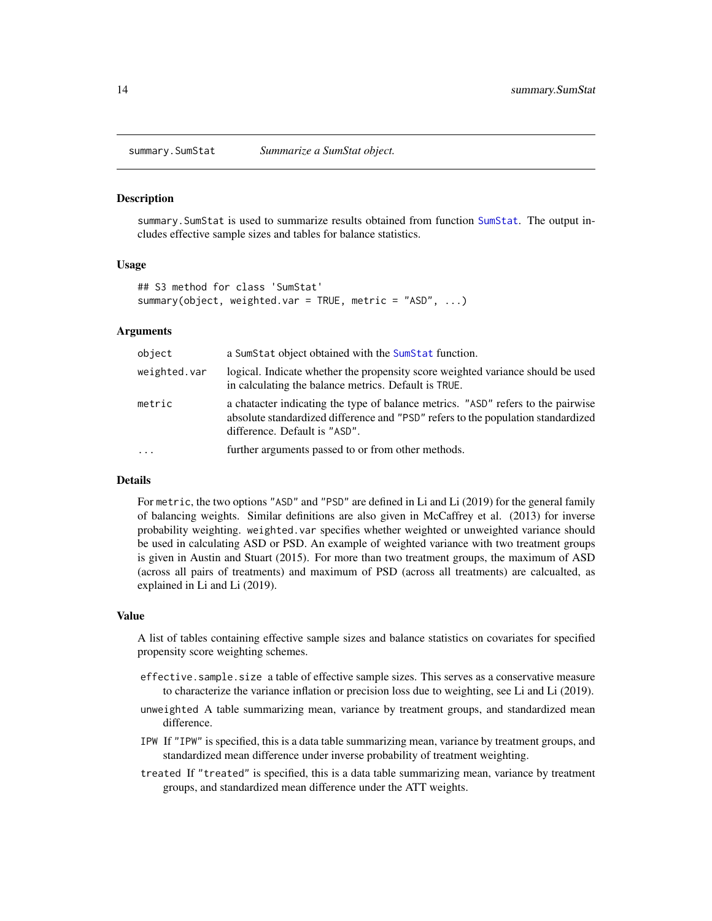summary.SumStat *Summarize a SumStat object.*

## Description

summary.SumStat is used to summarize results obtained from function SumStat. The output includes effective sample sizes and tables for balance statistics.

## Usage

```
## S3 method for class 'SumStat'
summary(object, weighted.var = TRUE, metric = "ASD", ...)
```

## Arguments

| | |
|---|---|
| object | a SumStat object obtained with the SumStat function. |
| weighted.var | logical. Indicate whether the propensity score weighted variance should be used in calculating the balance metrics. Default is TRUE. |
| metric | a chatacter indicating the type of balance metrics. "ASD" refers to the pairwise absolute standardized difference and "PSD" refers to the population standardized difference. Default is "ASD". |
| ... | further arguments passed to or from other methods. |

## Details

For metric, the two options "ASD" and "PSD" are defined in Li and Li (2019) for the general family of balancing weights. Similar definitions are also given in McCaffrey et al. (2013) for inverse probability weighting. weighted.var specifies whether weighted or unweighted variance should be used in calculating ASD or PSD. An example of weighted variance with two treatment groups is given in Austin and Stuart (2015). For more than two treatment groups, the maximum of ASD (across all pairs of treatments) and maximum of PSD (across all treatments) are calcualted, as explained in Li and Li (2019).

## Value

A list of tables containing effective sample sizes and balance statistics on covariates for specified propensity score weighting schemes.

- effective.sample.size a table of effective sample sizes. This serves as a conservative measure to characterize the variance inflation or precision loss due to weighting, see Li and Li (2019).
- unweighted A table summarizing mean, variance by treatment groups, and standardized mean difference.
- IPW If "IPW" is specified, this is a data table summarizing mean, variance by treatment groups, and standardized mean difference under inverse probability of treatment weighting.
- treated If "treated" is specified, this is a data table summarizing mean, variance by treatment groups, and standardized mean difference under the ATT weights.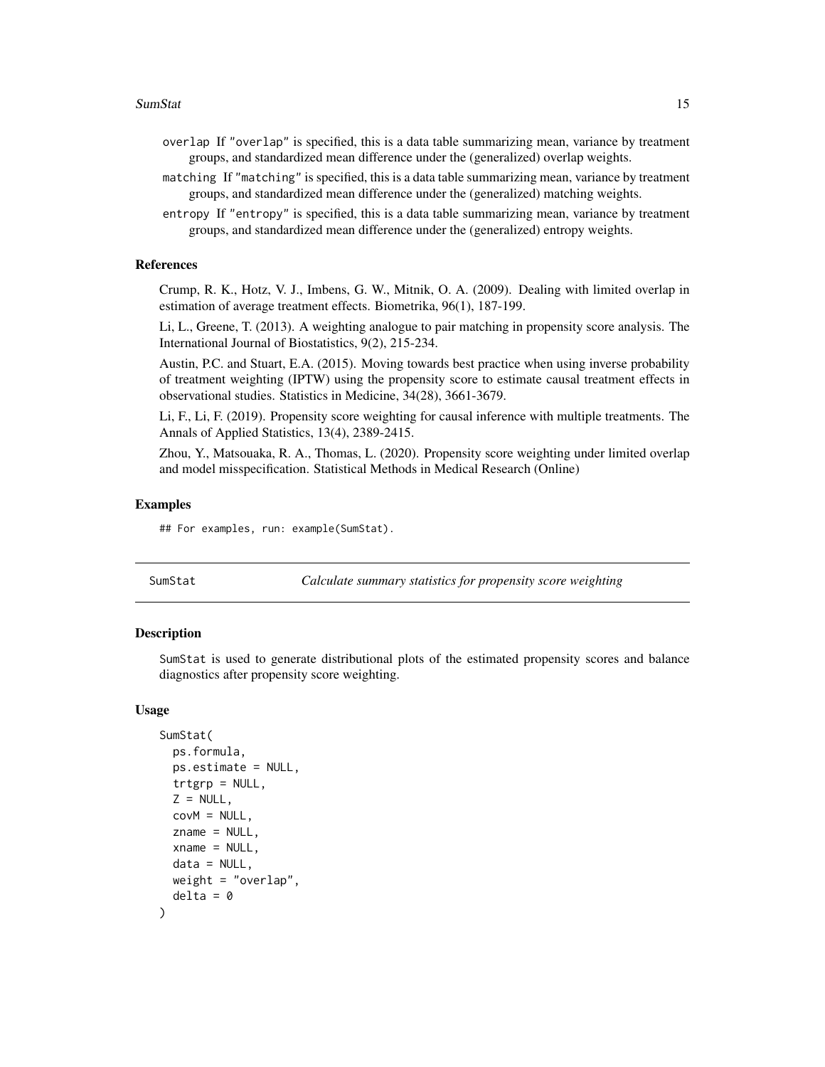overlap If "overlap" is specified, this is a data table summarizing mean, variance by treatment groups, and standardized mean difference under the (generalized) overlap weights.

matching If "matching" is specified, this is a data table summarizing mean, variance by treatment groups, and standardized mean difference under the (generalized) matching weights.

entropy If "entropy" is specified, this is a data table summarizing mean, variance by treatment groups, and standardized mean difference under the (generalized) entropy weights.

### References

Crump, R. K., Hotz, V. J., Imbens, G. W., Mitnik, O. A. (2009). Dealing with limited overlap in estimation of average treatment effects. Biometrika, 96(1), 187-199.

Li, L., Greene, T. (2013). A weighting analogue to pair matching in propensity score analysis. The International Journal of Biostatistics, 9(2), 215-234.

Austin, P.C. and Stuart, E.A. (2015). Moving towards best practice when using inverse probability of treatment weighting (IPTW) using the propensity score to estimate causal treatment effects in observational studies. Statistics in Medicine, 34(28), 3661-3679.

Li, F., Li, F. (2019). Propensity score weighting for causal inference with multiple treatments. The Annals of Applied Statistics, 13(4), 2389-2415.

Zhou, Y., Matsouaka, R. A., Thomas, L. (2020). Propensity score weighting under limited overlap and model misspecification. Statistical Methods in Medical Research (Online)

### Examples

```
## For examples, run: example(SumStat).
```

---

## SumStat — *Calculate summary statistics for propensity score weighting*

### Description

SumStat is used to generate distributional plots of the estimated propensity scores and balance diagnostics after propensity score weighting.

### Usage

```
SumStat(
  ps.formula,
  ps.estimate = NULL,
  trtgrp = NULL,
  Z = NULL,
  covM = NULL,
  zname = NULL,
  xname = NULL,
  data = NULL,
  weight = "overlap",
  delta = 0
)
```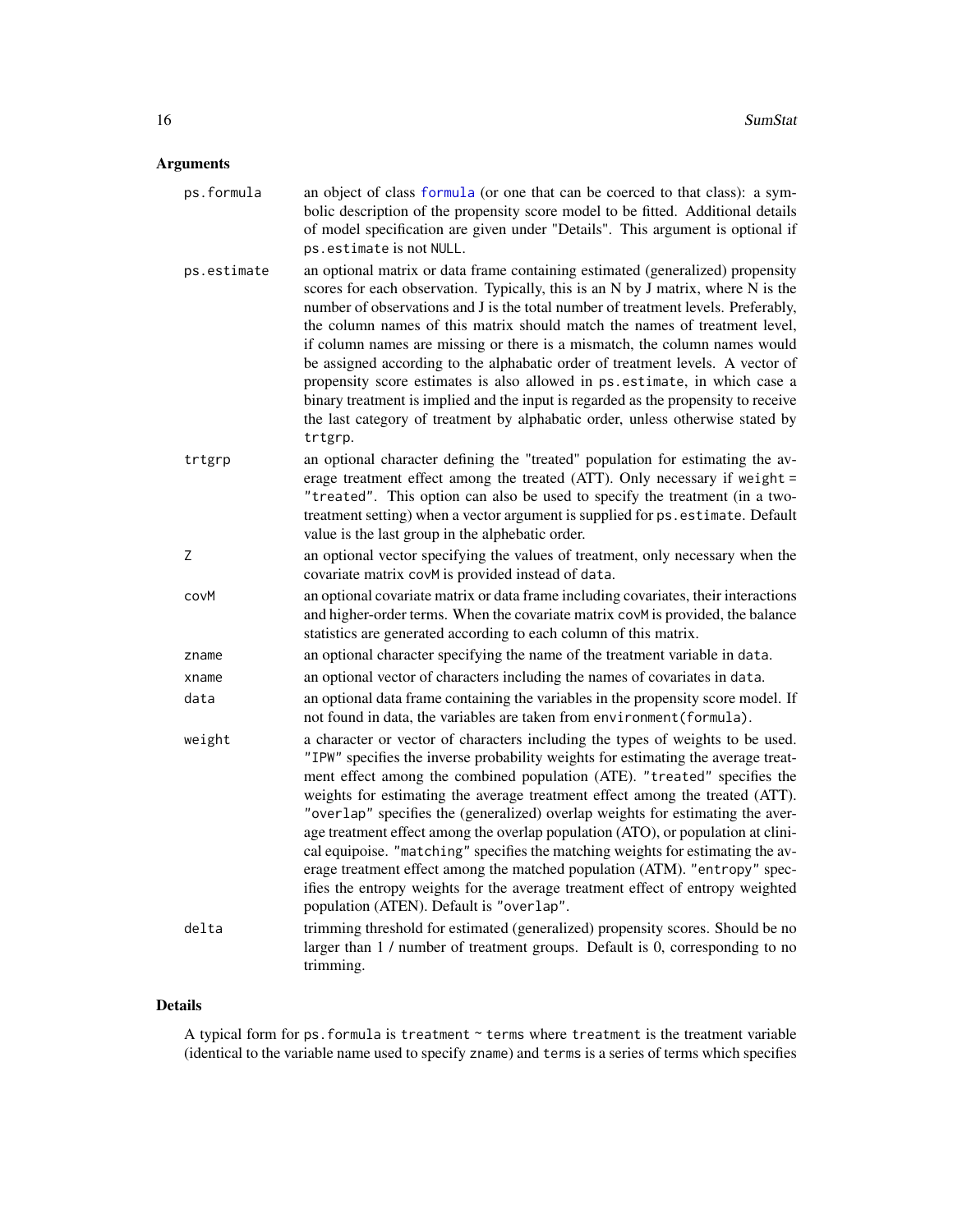## Arguments

| | |
|---|---|
| `ps.formula` | an object of class formula (or one that can be coerced to that class): a symbolic description of the propensity score model to be fitted. Additional details of model specification are given under "Details". This argument is optional if `ps.estimate` is not `NULL`. |
| `ps.estimate` | an optional matrix or data frame containing estimated (generalized) propensity scores for each observation. Typically, this is an N by J matrix, where N is the number of observations and J is the total number of treatment levels. Preferably, the column names of this matrix should match the names of treatment level, if column names are missing or there is a mismatch, the column names would be assigned according to the alphabatic order of treatment levels. A vector of propensity score estimates is also allowed in `ps.estimate`, in which case a binary treatment is implied and the input is regarded as the propensity to receive the last category of treatment by alphabatic order, unless otherwise stated by `trtgrp`. |
| `trtgrp` | an optional character defining the "treated" population for estimating the average treatment effect among the treated (ATT). Only necessary if `weight = "treated"`. This option can also be used to specify the treatment (in a two-treatment setting) when a vector argument is supplied for `ps.estimate`. Default value is the last group in the alphebatic order. |
| `Z` | an optional vector specifying the values of treatment, only necessary when the covariate matrix `covM` is provided instead of `data`. |
| `covM` | an optional covariate matrix or data frame including covariates, their interactions and higher-order terms. When the covariate matrix `covM` is provided, the balance statistics are generated according to each column of this matrix. |
| `zname` | an optional character specifying the name of the treatment variable in `data`. |
| `xname` | an optional vector of characters including the names of covariates in `data`. |
| `data` | an optional data frame containing the variables in the propensity score model. If not found in data, the variables are taken from `environment(formula)`. |
| `weight` | a character or vector of characters including the types of weights to be used. `"IPW"` specifies the inverse probability weights for estimating the average treatment effect among the combined population (ATE). `"treated"` specifies the weights for estimating the average treatment effect among the treated (ATT). `"overlap"` specifies the (generalized) overlap weights for estimating the average treatment effect among the overlap population (ATO), or population at clinical equipoise. `"matching"` specifies the matching weights for estimating the average treatment effect among the matched population (ATM). `"entropy"` specifies the entropy weights for the average treatment effect of entropy weighted population (ATEN). Default is `"overlap"`. |
| `delta` | trimming threshold for estimated (generalized) propensity scores. Should be no larger than 1 / number of treatment groups. Default is 0, corresponding to no trimming. |

## Details

A typical form for `ps.formula` is `treatment ~ terms` where `treatment` is the treatment variable (identical to the variable name used to specify `zname`) and `terms` is a series of terms which specifies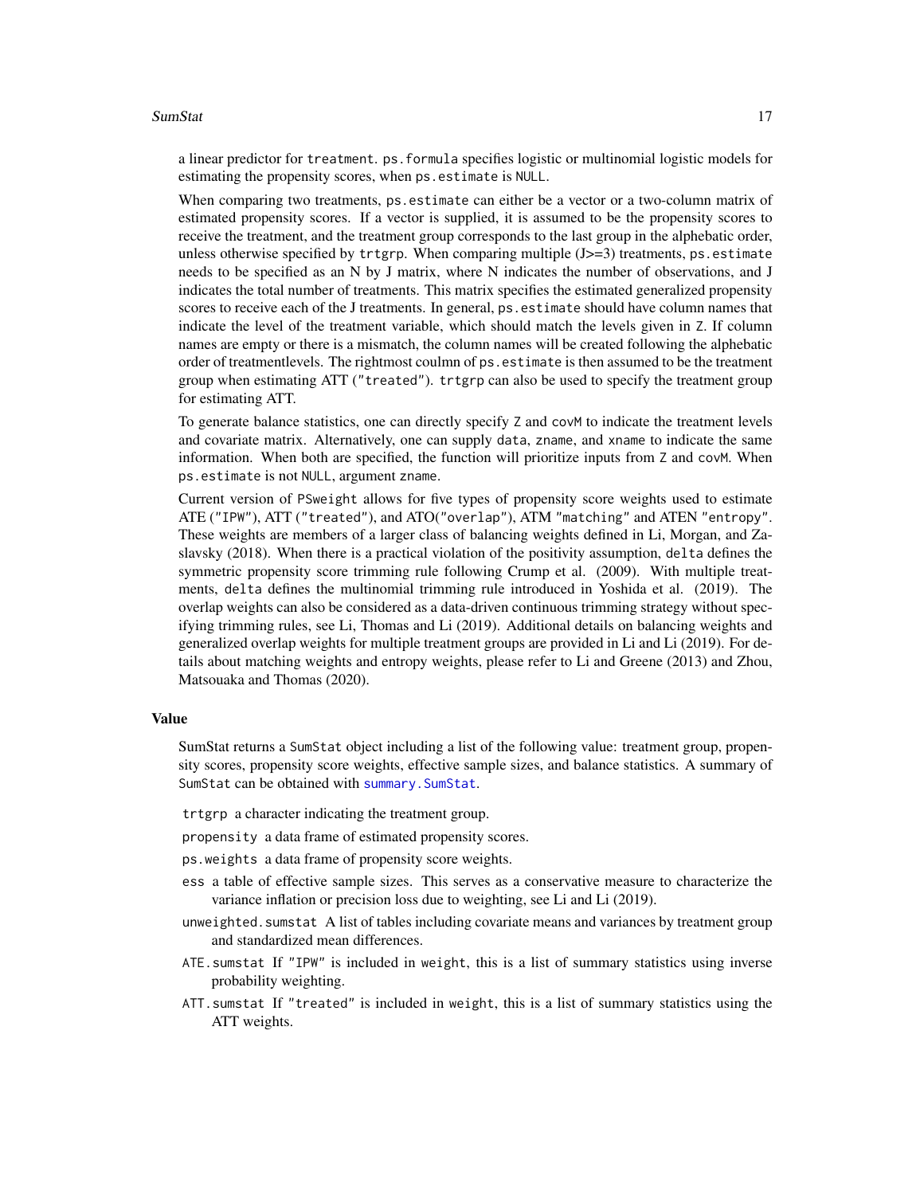a linear predictor for `treatment`. `ps.formula` specifies logistic or multinomial logistic models for estimating the propensity scores, when `ps.estimate` is `NULL`.

When comparing two treatments, `ps.estimate` can either be a vector or a two-column matrix of estimated propensity scores. If a vector is supplied, it is assumed to be the propensity scores to receive the treatment, and the treatment group corresponds to the last group in the alphebatic order, unless otherwise specified by `trtgrp`. When comparing multiple (J>=3) treatments, `ps.estimate` needs to be specified as an N by J matrix, where N indicates the number of observations, and J indicates the total number of treatments. This matrix specifies the estimated generalized propensity scores to receive each of the J treatments. In general, `ps.estimate` should have column names that indicate the level of the treatment variable, which should match the levels given in `Z`. If column names are empty or there is a mismatch, the column names will be created following the alphebatic order of treatmentlevels. The rightmost coulmn of `ps.estimate` is then assumed to be the treatment group when estimating ATT (`"treated"`). `trtgrp` can also be used to specify the treatment group for estimating ATT.

To generate balance statistics, one can directly specify `Z` and `covM` to indicate the treatment levels and covariate matrix. Alternatively, one can supply `data`, `zname`, and `xname` to indicate the same information. When both are specified, the function will prioritize inputs from `Z` and `covM`. When `ps.estimate` is not `NULL`, argument `zname`.

Current version of `PSweight` allows for five types of propensity score weights used to estimate ATE (`"IPW"`), ATT (`"treated"`), and ATO(`"overlap"`), ATM `"matching"` and ATEN `"entropy"`. These weights are members of a larger class of balancing weights defined in Li, Morgan, and Zaslavsky (2018). When there is a practical violation of the positivity assumption, `delta` defines the symmetric propensity score trimming rule following Crump et al. (2009). With multiple treatments, `delta` defines the multinomial trimming rule introduced in Yoshida et al. (2019). The overlap weights can also be considered as a data-driven continuous trimming strategy without specifying trimming rules, see Li, Thomas and Li (2019). Additional details on balancing weights and generalized overlap weights for multiple treatment groups are provided in Li and Li (2019). For details about matching weights and entropy weights, please refer to Li and Greene (2013) and Zhou, Matsouaka and Thomas (2020).

## Value

SumStat returns a `SumStat` object including a list of the following value: treatment group, propensity scores, propensity score weights, effective sample sizes, and balance statistics. A summary of `SumStat` can be obtained with `summary.SumStat`.

- `trtgrp` a character indicating the treatment group.
- `propensity` a data frame of estimated propensity scores.
- `ps.weights` a data frame of propensity score weights.
- `ess` a table of effective sample sizes. This serves as a conservative measure to characterize the variance inflation or precision loss due to weighting, see Li and Li (2019).
- `unweighted.sumstat` A list of tables including covariate means and variances by treatment group and standardized mean differences.
- `ATE.sumstat` If `"IPW"` is included in `weight`, this is a list of summary statistics using inverse probability weighting.
- `ATT.sumstat` If `"treated"` is included in `weight`, this is a list of summary statistics using the ATT weights.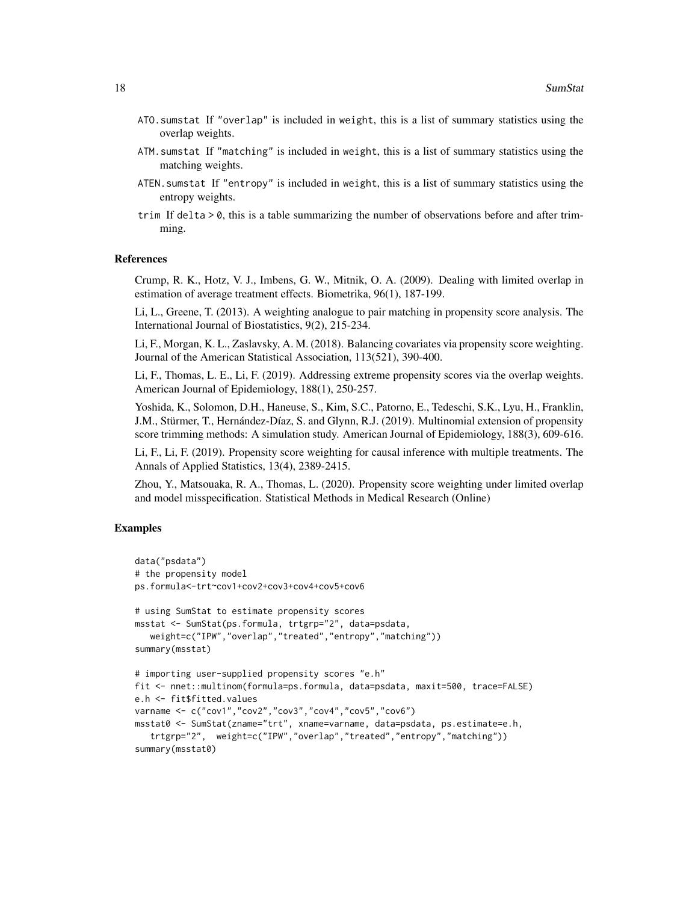- `ATO.sumstat` If "overlap" is included in weight, this is a list of summary statistics using the overlap weights.
- `ATM.sumstat` If "matching" is included in weight, this is a list of summary statistics using the matching weights.
- `ATEN.sumstat` If "entropy" is included in weight, this is a list of summary statistics using the entropy weights.
- `trim` If `delta > 0`, this is a table summarizing the number of observations before and after trimming.

### References

Crump, R. K., Hotz, V. J., Imbens, G. W., Mitnik, O. A. (2009). Dealing with limited overlap in estimation of average treatment effects. Biometrika, 96(1), 187-199.

Li, L., Greene, T. (2013). A weighting analogue to pair matching in propensity score analysis. The International Journal of Biostatistics, 9(2), 215-234.

Li, F., Morgan, K. L., Zaslavsky, A. M. (2018). Balancing covariates via propensity score weighting. Journal of the American Statistical Association, 113(521), 390-400.

Li, F., Thomas, L. E., Li, F. (2019). Addressing extreme propensity scores via the overlap weights. American Journal of Epidemiology, 188(1), 250-257.

Yoshida, K., Solomon, D.H., Haneuse, S., Kim, S.C., Patorno, E., Tedeschi, S.K., Lyu, H., Franklin, J.M., Stürmer, T., Hernández-Díaz, S. and Glynn, R.J. (2019). Multinomial extension of propensity score trimming methods: A simulation study. American Journal of Epidemiology, 188(3), 609-616.

Li, F., Li, F. (2019). Propensity score weighting for causal inference with multiple treatments. The Annals of Applied Statistics, 13(4), 2389-2415.

Zhou, Y., Matsouaka, R. A., Thomas, L. (2020). Propensity score weighting under limited overlap and model misspecification. Statistical Methods in Medical Research (Online)

### Examples

```
data("psdata")
# the propensity model
ps.formula<-trt~cov1+cov2+cov3+cov4+cov5+cov6

# using SumStat to estimate propensity scores
msstat <- SumStat(ps.formula, trtgrp="2", data=psdata,
   weight=c("IPW","overlap","treated","entropy","matching"))
summary(msstat)

# importing user-supplied propensity scores "e.h"
fit <- nnet::multinom(formula=ps.formula, data=psdata, maxit=500, trace=FALSE)
e.h <- fit$fitted.values
varname <- c("cov1","cov2","cov3","cov4","cov5","cov6")
msstat0 <- SumStat(zname="trt", xname=varname, data=psdata, ps.estimate=e.h,
   trtgrp="2",  weight=c("IPW","overlap","treated","entropy","matching"))
summary(msstat0)
```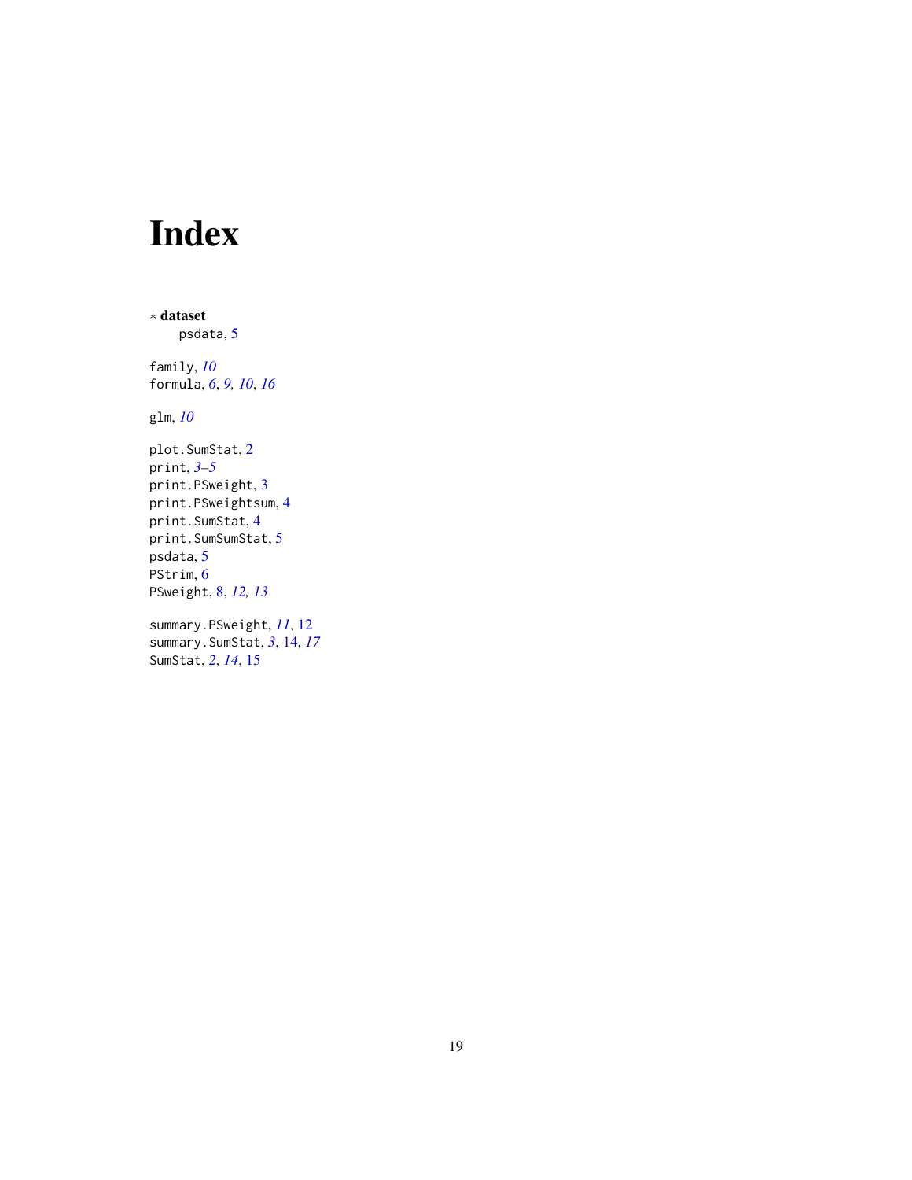# Index

∗ **dataset**

psdata, 5

family, *10*
formula, *6*, *9, 10*, *16*

glm, *10*

plot.SumStat, 2
print, *3–5*
print.PSweight, 3
print.PSweightsum, 4
print.SumStat, 4
print.SumSumStat, 5
psdata, 5
PStrim, 6
PSweight, 8, *12, 13*

summary.PSweight, *11*, 12
summary.SumStat, *3*, 14, *17*
SumStat, *2*, *14*, 15